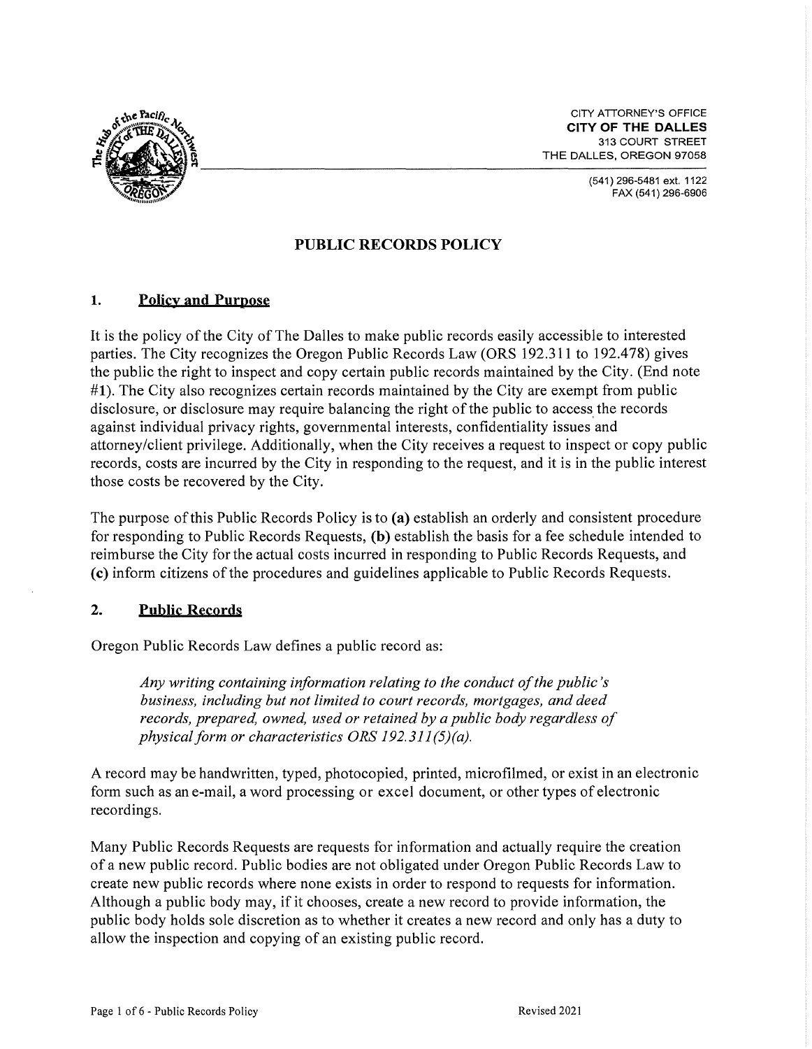CITY ATTORNEY'S OFFICE
**CITY OF THE DALLES**
313 COURT STREET
THE DALLES, OREGON 97058

(541) 296-5481 ext. 1122
FAX (541) 296-6906

# PUBLIC RECORDS POLICY

## 1. Policy and Purpose

It is the policy of the City of The Dalles to make public records easily accessible to interested parties. The City recognizes the Oregon Public Records Law (ORS 192.311 to 192.478) gives the public the right to inspect and copy certain public records maintained by the City. (End note #1). The City also recognizes certain records maintained by the City are exempt from public disclosure, or disclosure may require balancing the right of the public to access the records against individual privacy rights, governmental interests, confidentiality issues and attorney/client privilege. Additionally, when the City receives a request to inspect or copy public records, costs are incurred by the City in responding to the request, and it is in the public interest those costs be recovered by the City.

The purpose of this Public Records Policy is to **(a)** establish an orderly and consistent procedure for responding to Public Records Requests, **(b)** establish the basis for a fee schedule intended to reimburse the City for the actual costs incurred in responding to Public Records Requests, and **(c)** inform citizens of the procedures and guidelines applicable to Public Records Requests.

## 2. Public Records

Oregon Public Records Law defines a public record as:

> *Any writing containing information relating to the conduct of the public's business, including but not limited to court records, mortgages, and deed records, prepared, owned, used or retained by a public body regardless of physical form or characteristics ORS 192.311(5)(a).*

A record may be handwritten, typed, photocopied, printed, microfilmed, or exist in an electronic form such as an e-mail, a word processing or excel document, or other types of electronic recordings.

Many Public Records Requests are requests for information and actually require the creation of a new public record. Public bodies are not obligated under Oregon Public Records Law to create new public records where none exists in order to respond to requests for information. Although a public body may, if it chooses, create a new record to provide information, the public body holds sole discretion as to whether it creates a new record and only has a duty to allow the inspection and copying of an existing public record.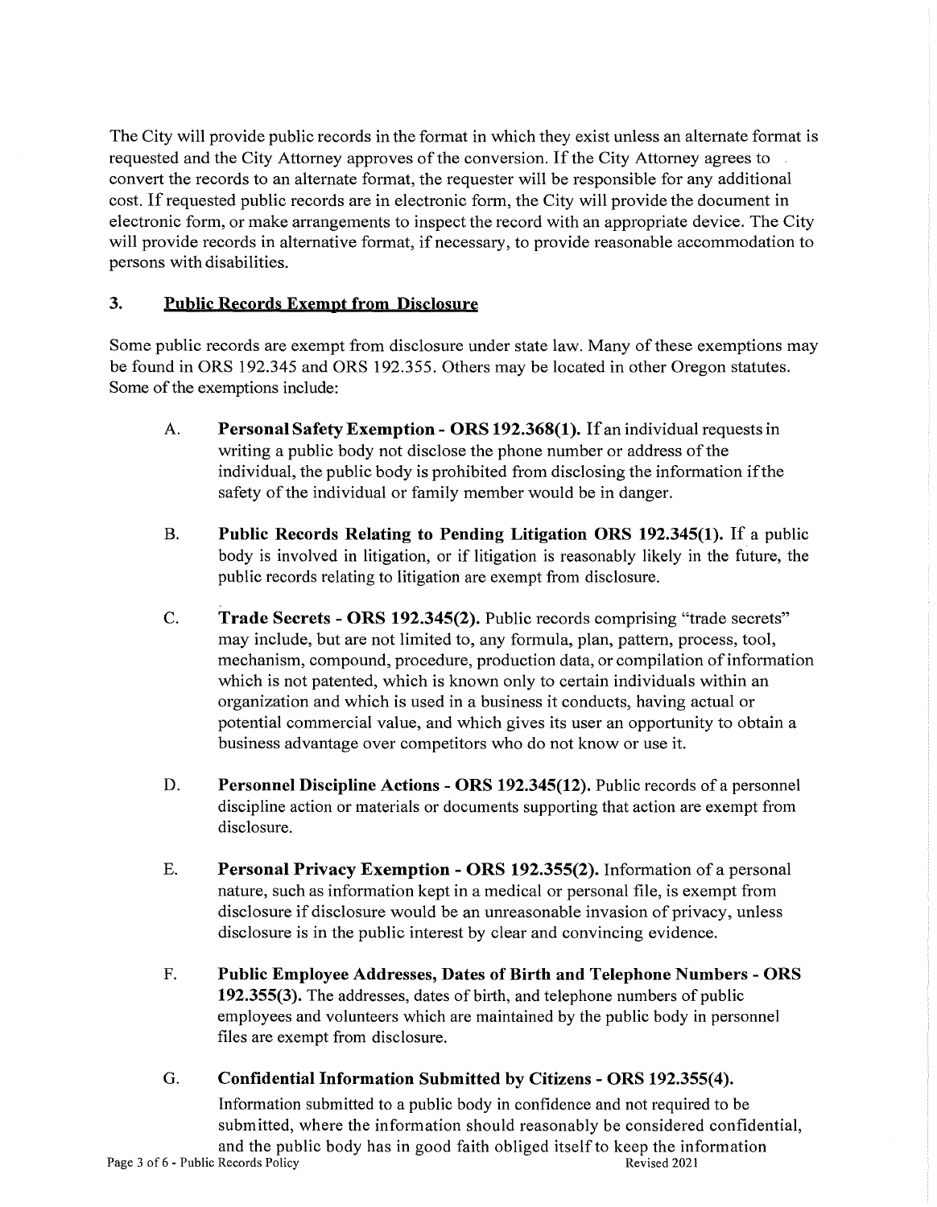The City will provide public records in the format in which they exist unless an alternate format is requested and the City Attorney approves of the conversion. If the City Attorney agrees to convert the records to an alternate format, the requester will be responsible for any additional cost. If requested public records are in electronic form, the City will provide the document in electronic form, or make arrangements to inspect the record with an appropriate device. The City will provide records in alternative format, if necessary, to provide reasonable accommodation to persons with disabilities.

## 3. Public Records Exempt from Disclosure

Some public records are exempt from disclosure under state law. Many of these exemptions may be found in ORS 192.345 and ORS 192.355. Others may be located in other Oregon statutes. Some of the exemptions include:

A. **Personal Safety Exemption - ORS 192.368(1).** If an individual requests in writing a public body not disclose the phone number or address of the individual, the public body is prohibited from disclosing the information if the safety of the individual or family member would be in danger.

B. **Public Records Relating to Pending Litigation ORS 192.345(1).** If a public body is involved in litigation, or if litigation is reasonably likely in the future, the public records relating to litigation are exempt from disclosure.

C. **Trade Secrets - ORS 192.345(2).** Public records comprising "trade secrets" may include, but are not limited to, any formula, plan, pattern, process, tool, mechanism, compound, procedure, production data, or compilation of information which is not patented, which is known only to certain individuals within an organization and which is used in a business it conducts, having actual or potential commercial value, and which gives its user an opportunity to obtain a business advantage over competitors who do not know or use it.

D. **Personnel Discipline Actions - ORS 192.345(12).** Public records of a personnel discipline action or materials or documents supporting that action are exempt from disclosure.

E. **Personal Privacy Exemption - ORS 192.355(2).** Information of a personal nature, such as information kept in a medical or personal file, is exempt from disclosure if disclosure would be an unreasonable invasion of privacy, unless disclosure is in the public interest by clear and convincing evidence.

F. **Public Employee Addresses, Dates of Birth and Telephone Numbers - ORS 192.355(3).** The addresses, dates of birth, and telephone numbers of public employees and volunteers which are maintained by the public body in personnel files are exempt from disclosure.

G. **Confidential Information Submitted by Citizens - ORS 192.355(4).** Information submitted to a public body in confidence and not required to be submitted, where the information should reasonably be considered confidential, and the public body has in good faith obliged itself to keep the information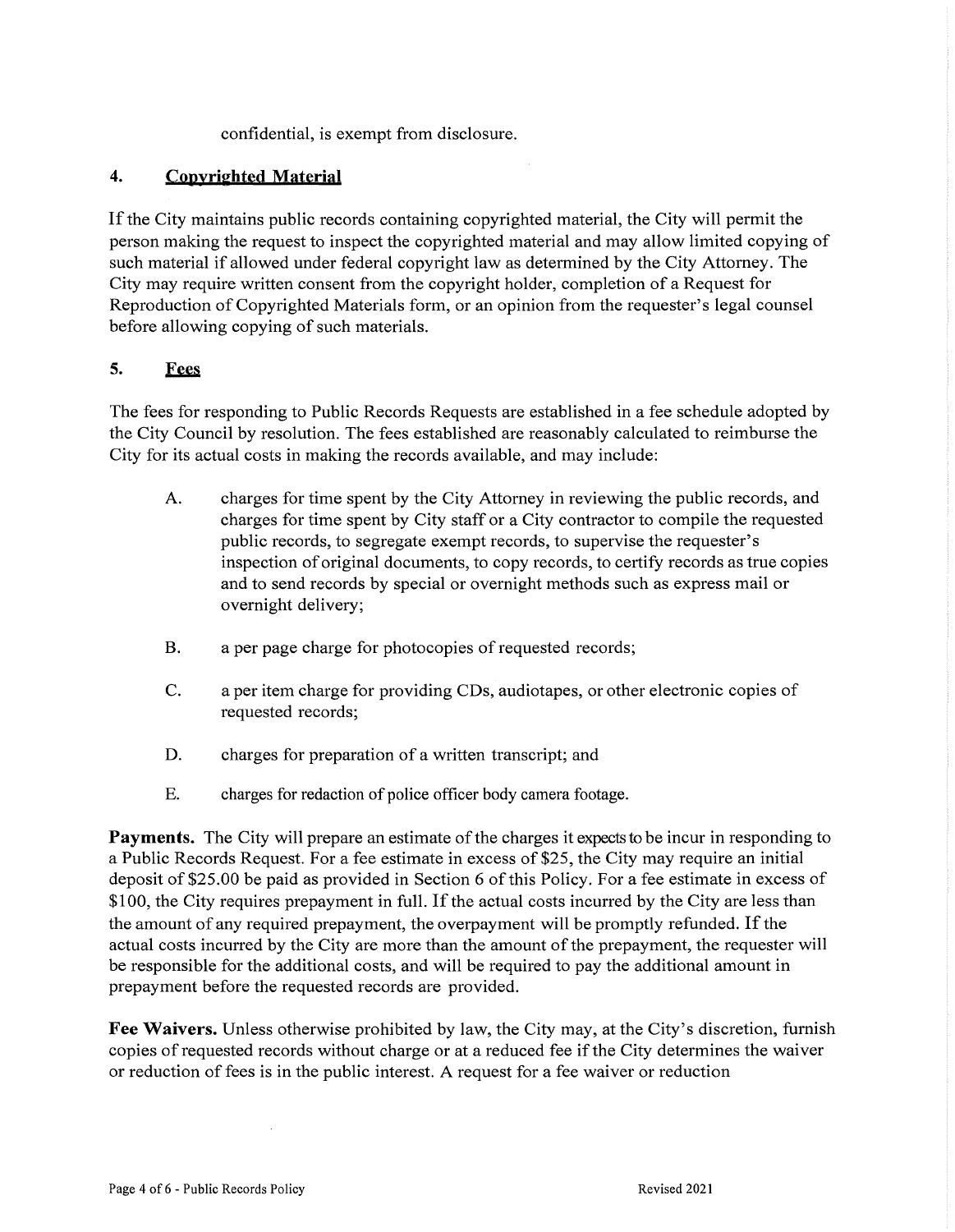confidential, is exempt from disclosure.

## 4. Copyrighted Material

If the City maintains public records containing copyrighted material, the City will permit the person making the request to inspect the copyrighted material and may allow limited copying of such material if allowed under federal copyright law as determined by the City Attorney. The City may require written consent from the copyright holder, completion of a Request for Reproduction of Copyrighted Materials form, or an opinion from the requester's legal counsel before allowing copying of such materials.

## 5. Fees

The fees for responding to Public Records Requests are established in a fee schedule adopted by the City Council by resolution. The fees established are reasonably calculated to reimburse the City for its actual costs in making the records available, and may include:

A. charges for time spent by the City Attorney in reviewing the public records, and charges for time spent by City staff or a City contractor to compile the requested public records, to segregate exempt records, to supervise the requester's inspection of original documents, to copy records, to certify records as true copies and to send records by special or overnight methods such as express mail or overnight delivery;

B. a per page charge for photocopies of requested records;

C. a per item charge for providing CDs, audiotapes, or other electronic copies of requested records;

D. charges for preparation of a written transcript; and

E. charges for redaction of police officer body camera footage.

**Payments.** The City will prepare an estimate of the charges it expects to be incur in responding to a Public Records Request. For a fee estimate in excess of $25, the City may require an initial deposit of $25.00 be paid as provided in Section 6 of this Policy. For a fee estimate in excess of $100, the City requires prepayment in full. If the actual costs incurred by the City are less than the amount of any required prepayment, the overpayment will be promptly refunded. If the actual costs incurred by the City are more than the amount of the prepayment, the requester will be responsible for the additional costs, and will be required to pay the additional amount in prepayment before the requested records are provided.

**Fee Waivers.** Unless otherwise prohibited by law, the City may, at the City's discretion, furnish copies of requested records without charge or at a reduced fee if the City determines the waiver or reduction of fees is in the public interest. A request for a fee waiver or reduction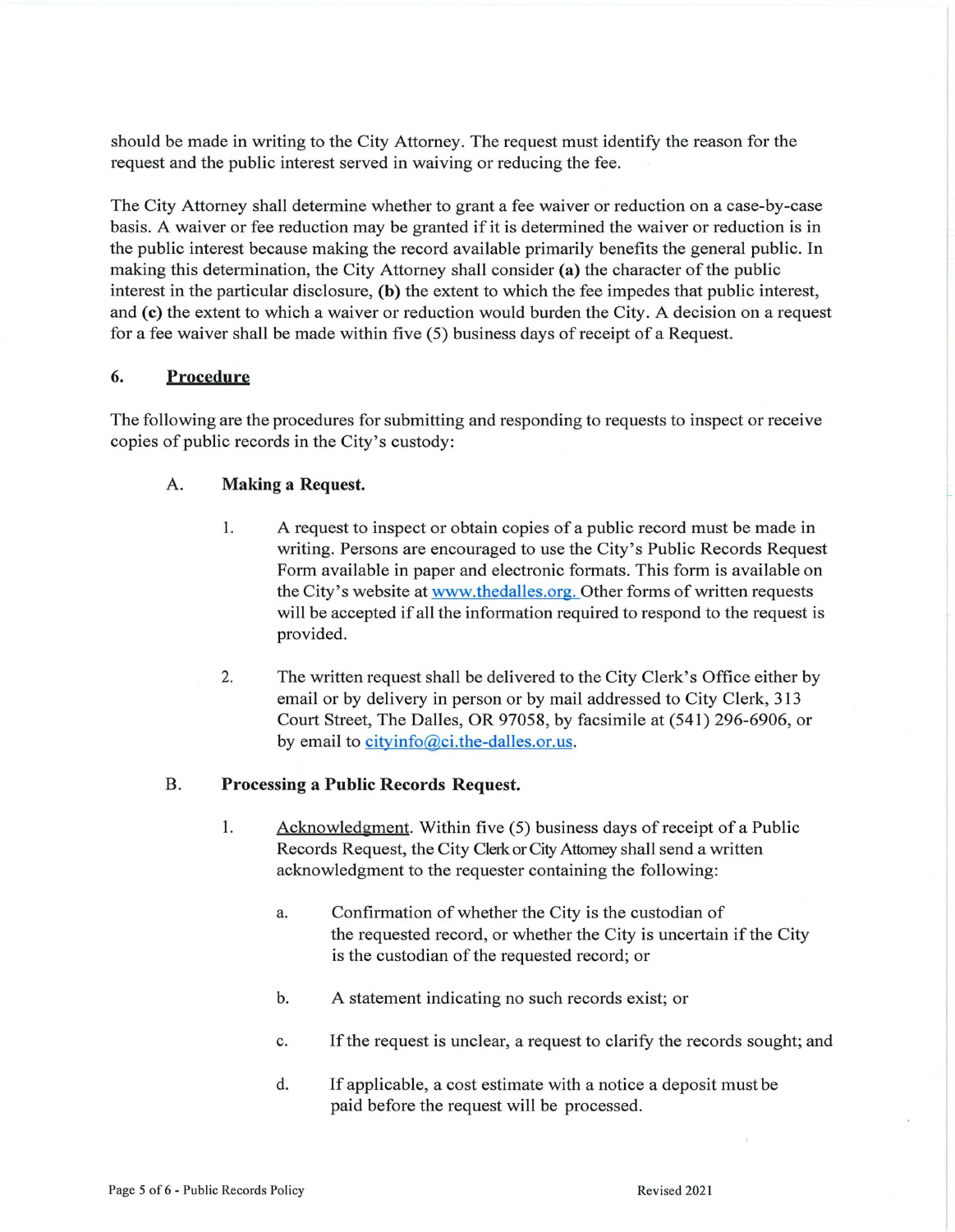should be made in writing to the City Attorney. The request must identify the reason for the request and the public interest served in waiving or reducing the fee.

The City Attorney shall determine whether to grant a fee waiver or reduction on a case-by-case basis. A waiver or fee reduction may be granted if it is determined the waiver or reduction is in the public interest because making the record available primarily benefits the general public. In making this determination, the City Attorney shall consider **(a)** the character of the public interest in the particular disclosure, **(b)** the extent to which the fee impedes that public interest, and **(c)** the extent to which a waiver or reduction would burden the City. A decision on a request for a fee waiver shall be made within five (5) business days of receipt of a Request.

## 6. <u>Procedure</u>

The following are the procedures for submitting and responding to requests to inspect or receive copies of public records in the City's custody:

### A. Making a Request.

1. A request to inspect or obtain copies of a public record must be made in writing. Persons are encouraged to use the City's Public Records Request Form available in paper and electronic formats. This form is available on the City's website at www.thedalles.org. Other forms of written requests will be accepted if all the information required to respond to the request is provided.

2. The written request shall be delivered to the City Clerk's Office either by email or by delivery in person or by mail addressed to City Clerk, 313 Court Street, The Dalles, OR 97058, by facsimile at (541) 296-6906, or by email to cityinfo@ci.the-dalles.or.us.

### B. Processing a Public Records Request.

1. <u>Acknowledgment</u>. Within five (5) business days of receipt of a Public Records Request, the City Clerk or City Attorney shall send a written acknowledgment to the requester containing the following:

   a. Confirmation of whether the City is the custodian of the requested record, or whether the City is uncertain if the City is the custodian of the requested record; or

   b. A statement indicating no such records exist; or

   c. If the request is unclear, a request to clarify the records sought; and

   d. If applicable, a cost estimate with a notice a deposit must be paid before the request will be processed.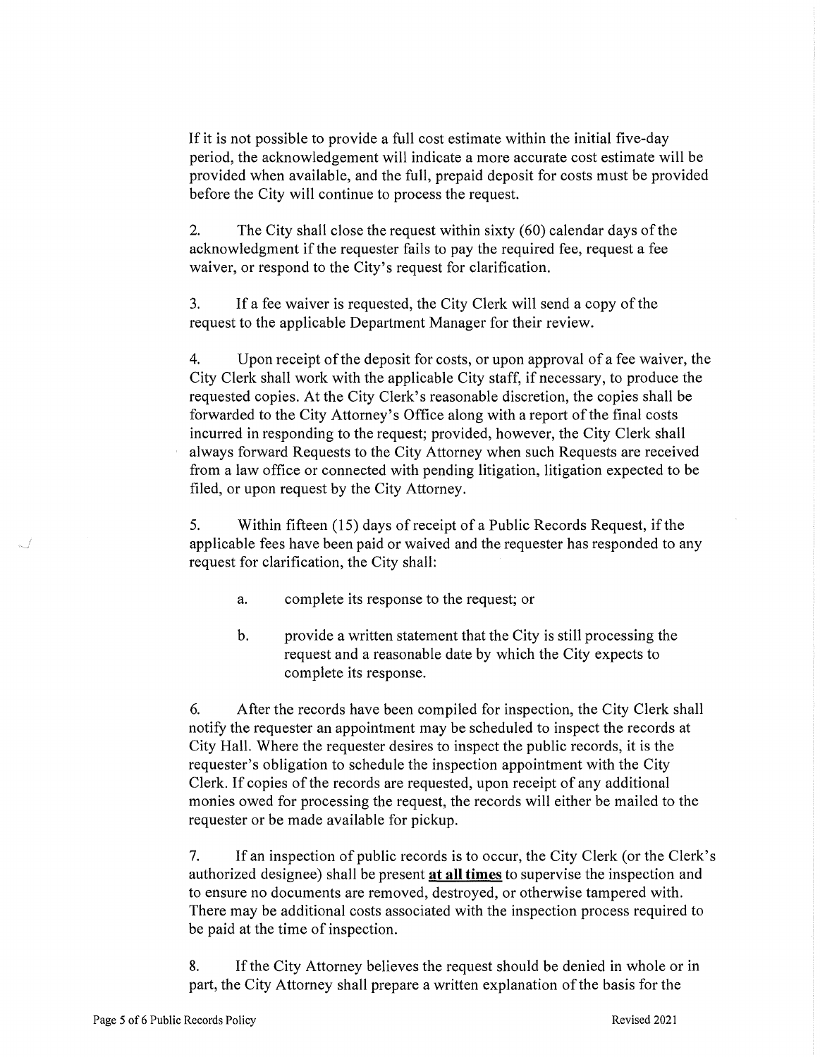If it is not possible to provide a full cost estimate within the initial five-day period, the acknowledgement will indicate a more accurate cost estimate will be provided when available, and the full, prepaid deposit for costs must be provided before the City will continue to process the request.

2. The City shall close the request within sixty (60) calendar days of the acknowledgment if the requester fails to pay the required fee, request a fee waiver, or respond to the City's request for clarification.

3. If a fee waiver is requested, the City Clerk will send a copy of the request to the applicable Department Manager for their review.

4. Upon receipt of the deposit for costs, or upon approval of a fee waiver, the City Clerk shall work with the applicable City staff, if necessary, to produce the requested copies. At the City Clerk's reasonable discretion, the copies shall be forwarded to the City Attorney's Office along with a report of the final costs incurred in responding to the request; provided, however, the City Clerk shall always forward Requests to the City Attorney when such Requests are received from a law office or connected with pending litigation, litigation expected to be filed, or upon request by the City Attorney.

5. Within fifteen (15) days of receipt of a Public Records Request, if the applicable fees have been paid or waived and the requester has responded to any request for clarification, the City shall:

   a. complete its response to the request; or

   b. provide a written statement that the City is still processing the request and a reasonable date by which the City expects to complete its response.

6. After the records have been compiled for inspection, the City Clerk shall notify the requester an appointment may be scheduled to inspect the records at City Hall. Where the requester desires to inspect the public records, it is the requester's obligation to schedule the inspection appointment with the City Clerk. If copies of the records are requested, upon receipt of any additional monies owed for processing the request, the records will either be mailed to the requester or be made available for pickup.

7. If an inspection of public records is to occur, the City Clerk (or the Clerk's authorized designee) shall be present **at all times** to supervise the inspection and to ensure no documents are removed, destroyed, or otherwise tampered with. There may be additional costs associated with the inspection process required to be paid at the time of inspection.

8. If the City Attorney believes the request should be denied in whole or in part, the City Attorney shall prepare a written explanation of the basis for the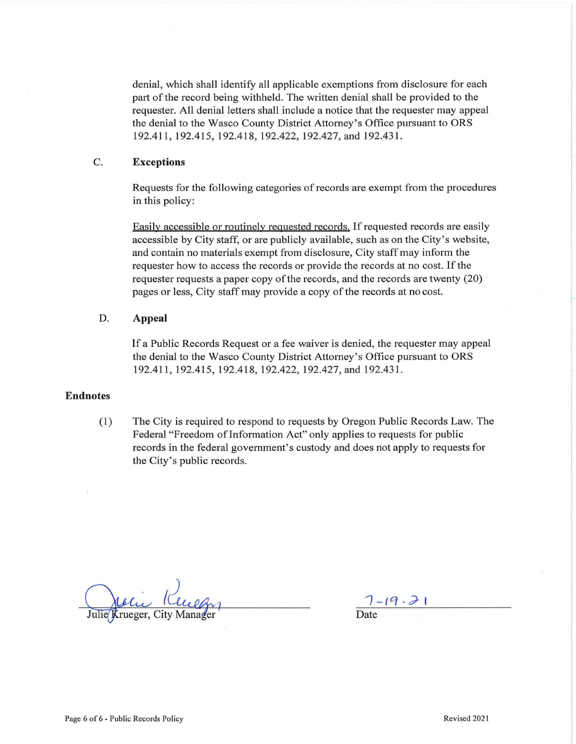denial, which shall identify all applicable exemptions from disclosure for each part of the record being withheld. The written denial shall be provided to the requester. All denial letters shall include a notice that the requester may appeal the denial to the Wasco County District Attorney's Office pursuant to ORS 192.411, 192.415, 192.418, 192.422, 192.427, and 192.431.

C. **Exceptions**

Requests for the following categories of records are exempt from the procedures in this policy:

Easily accessible or routinely requested records. If requested records are easily accessible by City staff, or are publicly available, such as on the City's website, and contain no materials exempt from disclosure, City staff may inform the requester how to access the records or provide the records at no cost. If the requester requests a paper copy of the records, and the records are twenty (20) pages or less, City staff may provide a copy of the records at no cost.

D. **Appeal**

If a Public Records Request or a fee waiver is denied, the requester may appeal the denial to the Wasco County District Attorney's Office pursuant to ORS 192.411, 192.415, 192.418, 192.422, 192.427, and 192.431.

**Endnotes**

(1) The City is required to respond to requests by Oregon Public Records Law. The Federal "Freedom of Information Act" only applies to requests for public records in the federal government's custody and does not apply to requests for the City's public records.

Julie Krueger, City Manager

7-19-21
Date